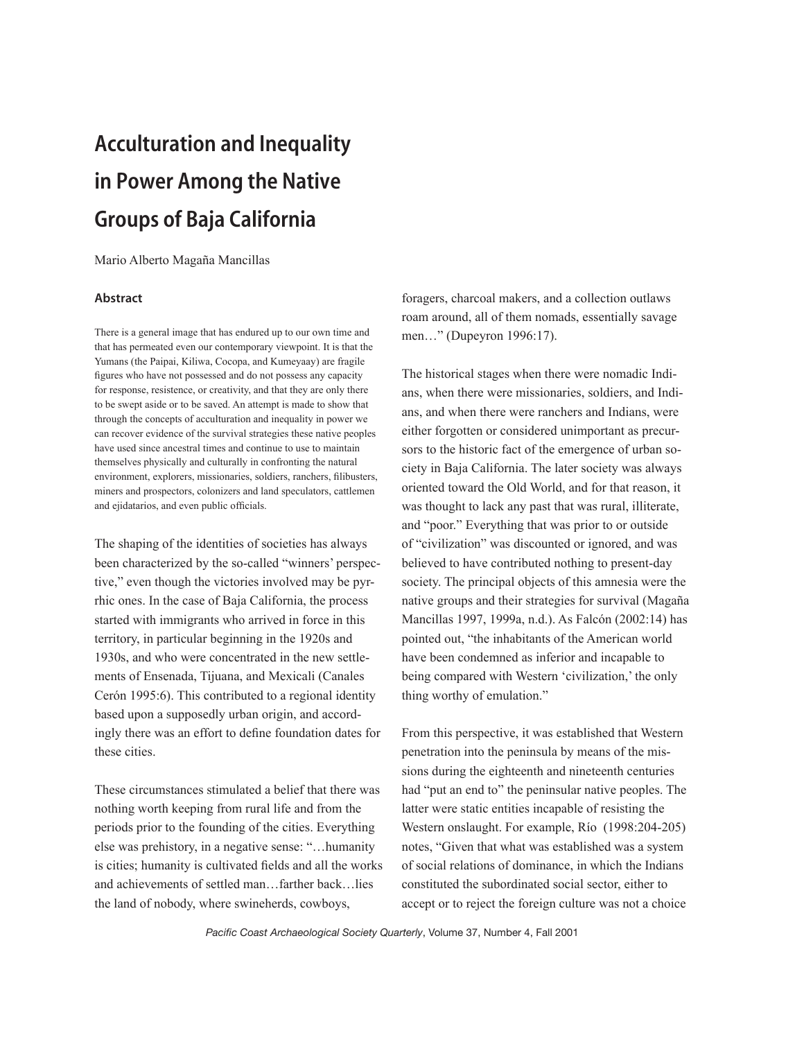# Acculturation and Inequality in Power Among the Native Groups of Baja California

Mario Alberto Magaña Mancillas

### Abstract

There is a general image that has endured up to our own time and that has permeated even our contemporary viewpoint. It is that the Yumans (the Paipai, Kiliwa, Cocopa, and Kumeyaay) are fragile figures who have not possessed and do not possess any capacity for response, resistence, or creativity, and that they are only there to be swept aside or to be saved. An attempt is made to show that through the concepts of acculturation and inequality in power we can recover evidence of the survival strategies these native peoples have used since ancestral times and continue to use to maintain themselves physically and culturally in confronting the natural environment, explorers, missionaries, soldiers, ranchers, filibusters, miners and prospectors, colonizers and land speculators, cattlemen and ejidatarios, and even public officials.

The shaping of the identities of societies has always been characterized by the so-called "winners' perspective," even though the victories involved may be pyrrhic ones. In the case of Baja California, the process started with immigrants who arrived in force in this territory, in particular beginning in the 1920s and 1930s, and who were concentrated in the new settlements of Ensenada, Tijuana, and Mexicali (Canales Cerón 1995:6). This contributed to a regional identity based upon a supposedly urban origin, and accordingly there was an effort to define foundation dates for these cities.

These circumstances stimulated a belief that there was nothing worth keeping from rural life and from the periods prior to the founding of the cities. Everything else was prehistory, in a negative sense: "…humanity is cities; humanity is cultivated fields and all the works and achievements of settled man…farther back…lies the land of nobody, where swineherds, cowboys, foragers, charcoal makers, and a collection outlaws roam around, all of them nomads, essentially savage men…" (Dupeyron 1996:17).

The historical stages when there were nomadic Indians, when there were missionaries, soldiers, and Indians, and when there were ranchers and Indians, were either forgotten or considered unimportant as precursors to the historic fact of the emergence of urban society in Baja California. The later society was always oriented toward the Old World, and for that reason, it was thought to lack any past that was rural, illiterate, and "poor." Everything that was prior to or outside of "civilization" was discounted or ignored, and was believed to have contributed nothing to present-day society. The principal objects of this amnesia were the native groups and their strategies for survival (Magaña Mancillas 1997, 1999a, n.d.). As Falcón (2002:14) has pointed out, "the inhabitants of the American world have been condemned as inferior and incapable to being compared with Western 'civilization,' the only thing worthy of emulation."

From this perspective, it was established that Western penetration into the peninsula by means of the missions during the eighteenth and nineteenth centuries had "put an end to" the peninsular native peoples. The latter were static entities incapable of resisting the Western onslaught. For example, Río (1998:204-205) notes, "Given that what was established was a system of social relations of dominance, in which the Indians constituted the subordinated social sector, either to accept or to reject the foreign culture was not a choice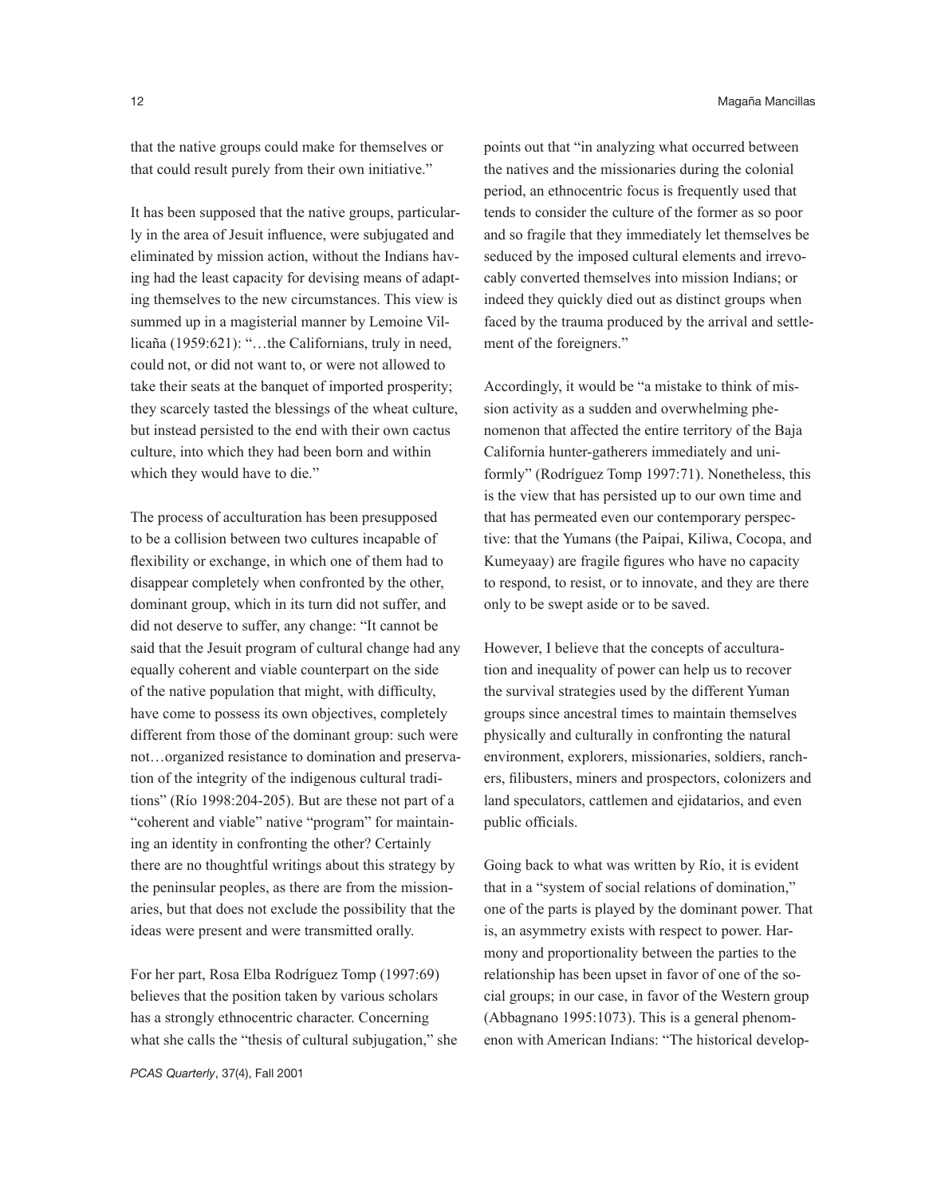that the native groups could make for themselves or that could result purely from their own initiative."

It has been supposed that the native groups, particularly in the area of Jesuit influence, were subjugated and eliminated by mission action, without the Indians having had the least capacity for devising means of adapting themselves to the new circumstances. This view is summed up in a magisterial manner by Lemoine Villicaña (1959:621): "…the Californians, truly in need, could not, or did not want to, or were not allowed to take their seats at the banquet of imported prosperity; they scarcely tasted the blessings of the wheat culture, but instead persisted to the end with their own cactus culture, into which they had been born and within which they would have to die."

The process of acculturation has been presupposed to be a collision between two cultures incapable of flexibility or exchange, in which one of them had to disappear completely when confronted by the other, dominant group, which in its turn did not suffer, and did not deserve to suffer, any change: "It cannot be said that the Jesuit program of cultural change had any equally coherent and viable counterpart on the side of the native population that might, with difficulty, have come to possess its own objectives, completely different from those of the dominant group: such were not…organized resistance to domination and preservation of the integrity of the indigenous cultural traditions" (Río 1998:204-205). But are these not part of a "coherent and viable" native "program" for maintaining an identity in confronting the other? Certainly there are no thoughtful writings about this strategy by the peninsular peoples, as there are from the missionaries, but that does not exclude the possibility that the ideas were present and were transmitted orally.

For her part, Rosa Elba Rodríguez Tomp (1997:69) believes that the position taken by various scholars has a strongly ethnocentric character. Concerning what she calls the "thesis of cultural subjugation," she points out that "in analyzing what occurred between the natives and the missionaries during the colonial period, an ethnocentric focus is frequently used that tends to consider the culture of the former as so poor and so fragile that they immediately let themselves be seduced by the imposed cultural elements and irrevocably converted themselves into mission Indians; or indeed they quickly died out as distinct groups when faced by the trauma produced by the arrival and settlement of the foreigners."

Accordingly, it would be "a mistake to think of mission activity as a sudden and overwhelming phenomenon that affected the entire territory of the Baja California hunter-gatherers immediately and uniformly" (Rodríguez Tomp 1997:71). Nonetheless, this is the view that has persisted up to our own time and that has permeated even our contemporary perspective: that the Yumans (the Paipai, Kiliwa, Cocopa, and Kumeyaay) are fragile figures who have no capacity to respond, to resist, or to innovate, and they are there only to be swept aside or to be saved.

However, I believe that the concepts of acculturation and inequality of power can help us to recover the survival strategies used by the different Yuman groups since ancestral times to maintain themselves physically and culturally in confronting the natural environment, explorers, missionaries, soldiers, ranchers, filibusters, miners and prospectors, colonizers and land speculators, cattlemen and ejidatarios, and even public officials.

Going back to what was written by Río, it is evident that in a "system of social relations of domination," one of the parts is played by the dominant power. That is, an asymmetry exists with respect to power. Harmony and proportionality between the parties to the relationship has been upset in favor of one of the social groups; in our case, in favor of the Western group (Abbagnano 1995:1073). This is a general phenomenon with American Indians: "The historical develop-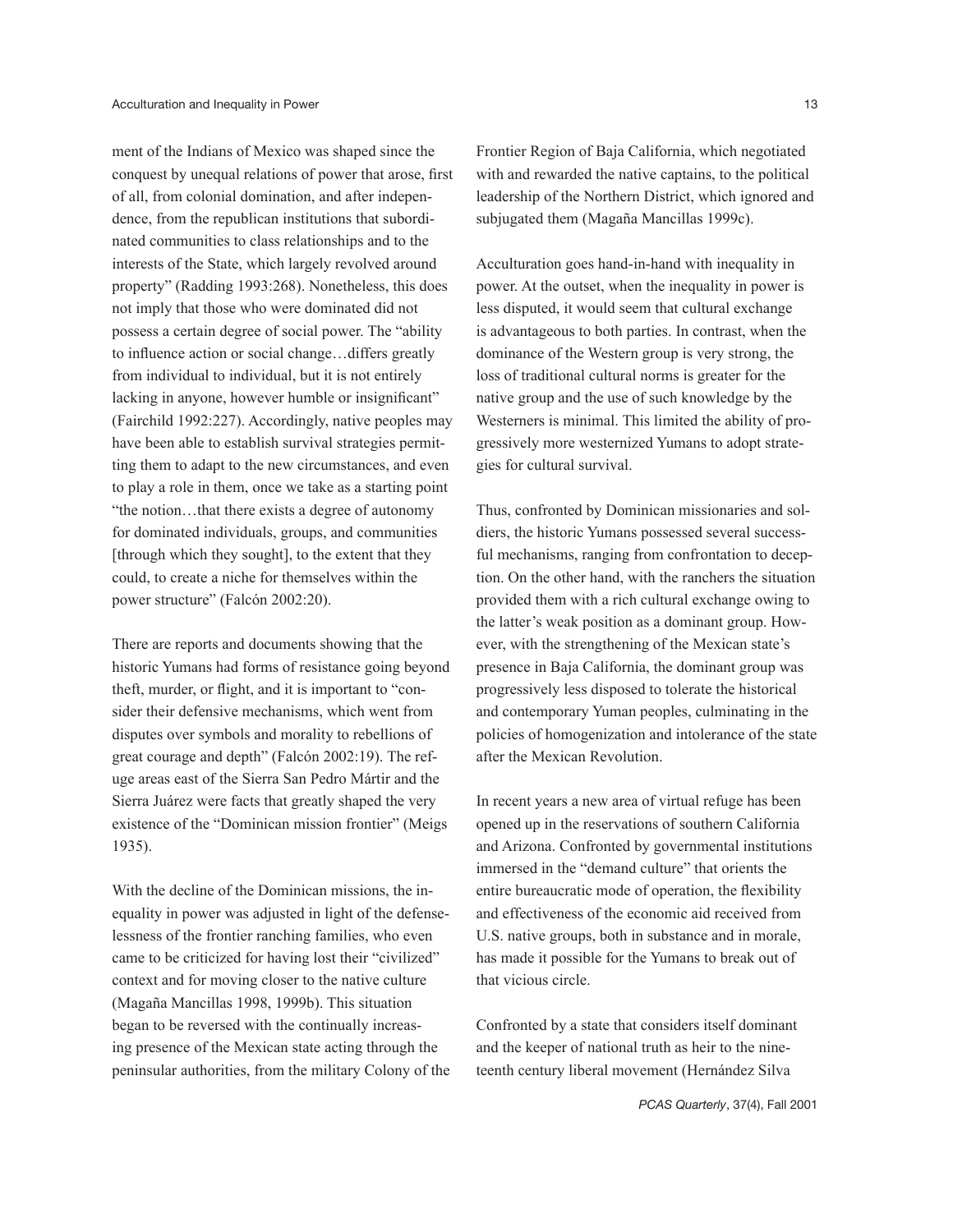ment of the Indians of Mexico was shaped since the conquest by unequal relations of power that arose, first of all, from colonial domination, and after independence, from the republican institutions that subordinated communities to class relationships and to the interests of the State, which largely revolved around property" (Radding 1993:268). Nonetheless, this does not imply that those who were dominated did not possess a certain degree of social power. The "ability to influence action or social change…differs greatly from individual to individual, but it is not entirely lacking in anyone, however humble or insignificant" (Fairchild 1992:227). Accordingly, native peoples may have been able to establish survival strategies permitting them to adapt to the new circumstances, and even to play a role in them, once we take as a starting point "the notion…that there exists a degree of autonomy for dominated individuals, groups, and communities [through which they sought], to the extent that they could, to create a niche for themselves within the power structure" (Falcón 2002:20).

There are reports and documents showing that the historic Yumans had forms of resistance going beyond theft, murder, or flight, and it is important to "consider their defensive mechanisms, which went from disputes over symbols and morality to rebellions of great courage and depth" (Falcón 2002:19). The refuge areas east of the Sierra San Pedro Mártir and the Sierra Juárez were facts that greatly shaped the very existence of the "Dominican mission frontier" (Meigs 1935).

With the decline of the Dominican missions, the inequality in power was adjusted in light of the defenselessness of the frontier ranching families, who even came to be criticized for having lost their "civilized" context and for moving closer to the native culture (Magaña Mancillas 1998, 1999b). This situation began to be reversed with the continually increasing presence of the Mexican state acting through the peninsular authorities, from the military Colony of the Frontier Region of Baja California, which negotiated with and rewarded the native captains, to the political leadership of the Northern District, which ignored and subjugated them (Magaña Mancillas 1999c).

Acculturation goes hand-in-hand with inequality in power. At the outset, when the inequality in power is less disputed, it would seem that cultural exchange is advantageous to both parties. In contrast, when the dominance of the Western group is very strong, the loss of traditional cultural norms is greater for the native group and the use of such knowledge by the Westerners is minimal. This limited the ability of progressively more westernized Yumans to adopt strategies for cultural survival.

Thus, confronted by Dominican missionaries and soldiers, the historic Yumans possessed several successful mechanisms, ranging from confrontation to deception. On the other hand, with the ranchers the situation provided them with a rich cultural exchange owing to the latter's weak position as a dominant group. However, with the strengthening of the Mexican state's presence in Baja California, the dominant group was progressively less disposed to tolerate the historical and contemporary Yuman peoples, culminating in the policies of homogenization and intolerance of the state after the Mexican Revolution.

In recent years a new area of virtual refuge has been opened up in the reservations of southern California and Arizona. Confronted by governmental institutions immersed in the "demand culture" that orients the entire bureaucratic mode of operation, the flexibility and effectiveness of the economic aid received from U.S. native groups, both in substance and in morale, has made it possible for the Yumans to break out of that vicious circle.

Confronted by a state that considers itself dominant and the keeper of national truth as heir to the nineteenth century liberal movement (Hernández Silva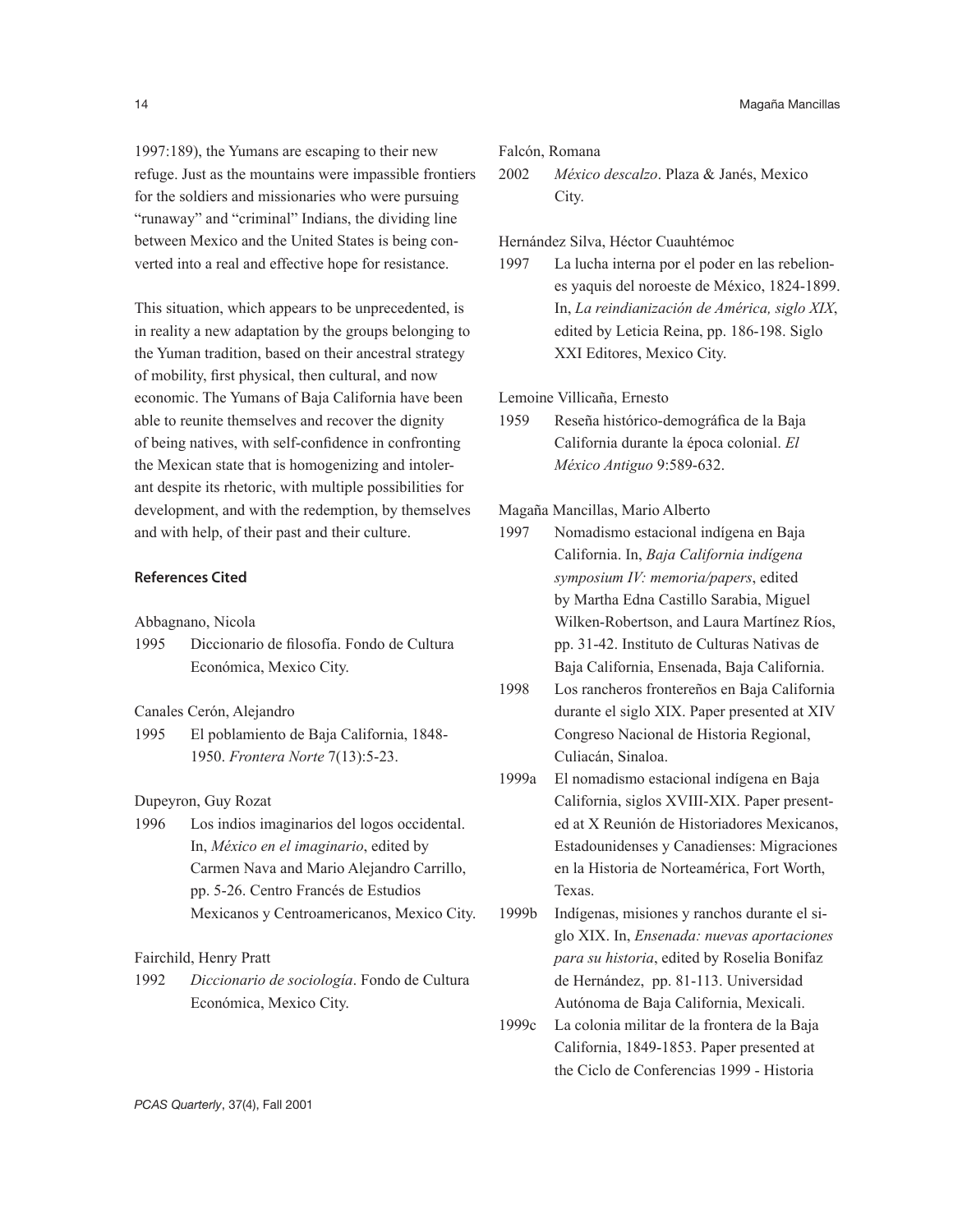1997:189), the Yumans are escaping to their new refuge. Just as the mountains were impassible frontiers for the soldiers and missionaries who were pursuing "runaway" and "criminal" Indians, the dividing line between Mexico and the United States is being converted into a real and effective hope for resistance.

This situation, which appears to be unprecedented, is in reality a new adaptation by the groups belonging to the Yuman tradition, based on their ancestral strategy of mobility, first physical, then cultural, and now economic. The Yumans of Baja California have been able to reunite themselves and recover the dignity of being natives, with self-confidence in confronting the Mexican state that is homogenizing and intolerant despite its rhetoric, with multiple possibilities for development, and with the redemption, by themselves and with help, of their past and their culture.

### References Cited

Abbagnano, Nicola

1995 Diccionario de filosofía. Fondo de Cultura Económica, Mexico City.

Canales Cerón, Alejandro

1995 El poblamiento de Baja California, 1848-1950. *Frontera Norte* 7(13):5-23.

Dupeyron, Guy Rozat

1996 Los indios imaginarios del logos occidental. In, *México en el imaginario*, edited by Carmen Nava and Mario Alejandro Carrillo, pp. 5-26. Centro Francés de Estudios Mexicanos y Centroamericanos, Mexico City.

Fairchild, Henry Pratt

1992 *Diccionario de sociología*. Fondo de Cultura Económica, Mexico City.

Falcón, Romana

2002 *México descalzo*. Plaza & Janés, Mexico City.

Hernández Silva, Héctor Cuauhtémoc

1997 La lucha interna por el poder en las rebeliones yaquis del noroeste de México, 1824-1899. In, *La reindianización de América, siglo XIX*, edited by Leticia Reina, pp. 186-198. Siglo XXI Editores, Mexico City.

Lemoine Villicaña, Ernesto

1959 Reseña histórico-demográfica de la Baja California durante la época colonial. *El México Antiguo* 9:589-632.

Magaña Mancillas, Mario Alberto

1997 Nomadismo estacional indígena en Baja California. In, *Baja California indígena symposium IV: memoria/papers*, edited by Martha Edna Castillo Sarabia, Miguel Wilken-Robertson, and Laura Martínez Ríos, pp. 31-42. Instituto de Culturas Nativas de Baja California, Ensenada, Baja California.

1998 Los rancheros frontereños en Baja California durante el siglo XIX. Paper presented at XIV Congreso Nacional de Historia Regional, Culiacán, Sinaloa.

1999a El nomadismo estacional indígena en Baja California, siglos XVIII-XIX. Paper presented at X Reunión de Historiadores Mexicanos, Estadounidenses y Canadienses: Migraciones en la Historia de Norteamérica, Fort Worth, Texas.

1999b Indígenas, misiones y ranchos durante el siglo XIX. In, *Ensenada: nuevas aportaciones para su historia*, edited by Roselia Bonifaz de Hernández, pp. 81-113. Universidad Autónoma de Baja California, Mexicali.

1999c La colonia militar de la frontera de la Baja California, 1849-1853. Paper presented at the Ciclo de Conferencias 1999 - Historia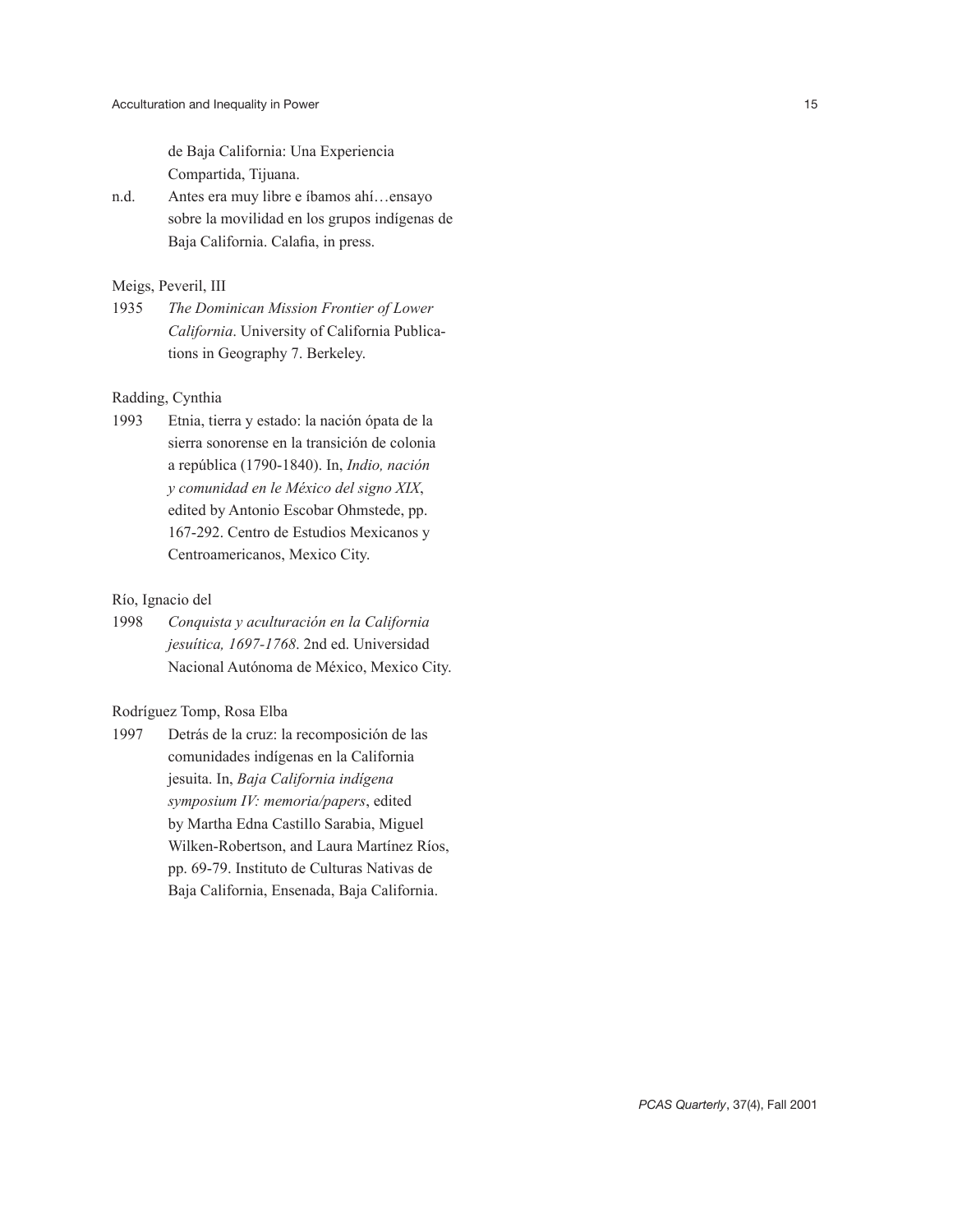de Baja California: Una Experiencia Compartida, Tijuana.

n.d. Antes era muy libre e íbamos ahí…ensayo sobre la movilidad en los grupos indígenas de Baja California. Calafia, in press.

Meigs, Peveril, III

1935 *The Dominican Mission Frontier of Lower California*. University of California Publications in Geography 7. Berkeley.

Radding, Cynthia

1993 Etnia, tierra y estado: la nación ópata de la sierra sonorense en la transición de colonia a república (1790-1840). In, *Indio, nación y comunidad en le México del signo XIX*, edited by Antonio Escobar Ohmstede, pp. 167-292. Centro de Estudios Mexicanos y Centroamericanos, Mexico City.

Río, Ignacio del

1998 *Conquista y aculturación en la California jesuítica, 1697-1768*. 2nd ed. Universidad Nacional Autónoma de México, Mexico City.

Rodríguez Tomp, Rosa Elba

1997 Detrás de la cruz: la recomposición de las comunidades indígenas en la California jesuita. In, *Baja California indígena symposium IV: memoria/papers*, edited by Martha Edna Castillo Sarabia, Miguel Wilken-Robertson, and Laura Martínez Ríos, pp. 69-79. Instituto de Culturas Nativas de Baja California, Ensenada, Baja California.